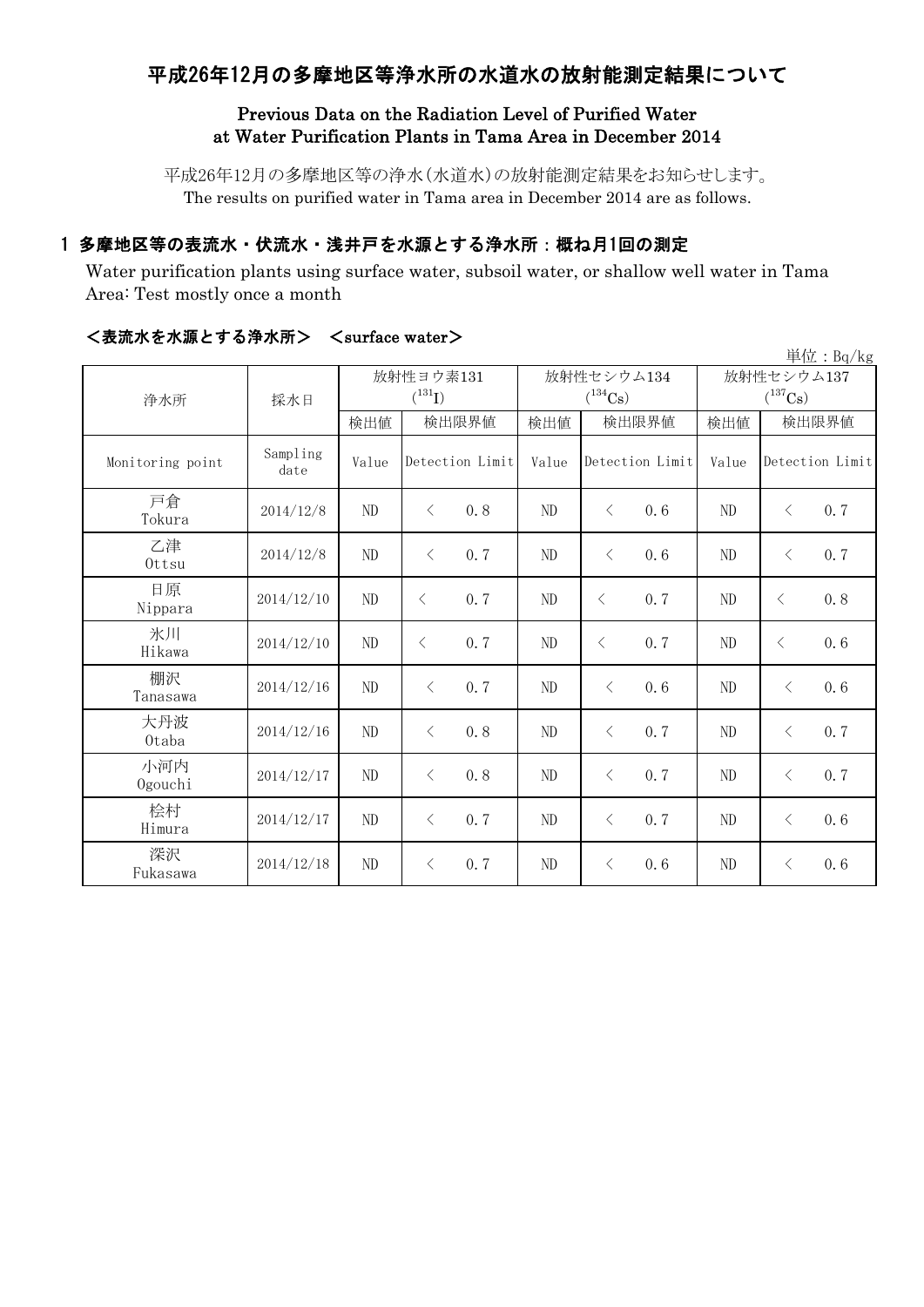# 平成26年12月の多摩地区等浄水所の水道水の放射能測定結果について

## Previous Data on the Radiation Level of Purified Water at Water Purification Plants in Tama Area in December 2014

平成26年12月の多摩地区等の浄水(水道水)の放射能測定結果をお知らせします。
The results on purified water in Tama area in December 2014 are as follows.

### 1 多摩地区等の表流水・伏流水・浅井戸を水源とする浄水所：概ね月1回の測定

Water purification plants using surface water, subsoil water, or shallow well water in Tama Area: Test mostly once a month

#### <表流水を水源とする浄水所> <surface water>

単位：Bq/kg

| 浄水所 | 採水日 | 放射性ヨウ素131 ($^{131}I$) | | | 放射性セシウム134 ($^{134}Cs$) | | | 放射性セシウム137 ($^{137}Cs$) | | |
|---|---|---|---|---|---|---|---|---|---|---|
| | | 検出値 | 検出限界値 | | 検出値 | 検出限界値 | | 検出値 | 検出限界値 | |
| Monitoring point | Sampling date | Value | Detection Limit | | Value | Detection Limit | | Value | Detection Limit | |
| 戸倉 Tokura | 2014/12/8 | ND | < | 0.8 | ND | < | 0.6 | ND | < | 0.7 |
| 乙津 Ottsu | 2014/12/8 | ND | < | 0.7 | ND | < | 0.6 | ND | < | 0.7 |
| 日原 Nippara | 2014/12/10 | ND | < | 0.7 | ND | < | 0.7 | ND | < | 0.8 |
| 氷川 Hikawa | 2014/12/10 | ND | < | 0.7 | ND | < | 0.7 | ND | < | 0.6 |
| 棚沢 Tanasawa | 2014/12/16 | ND | < | 0.7 | ND | < | 0.6 | ND | < | 0.6 |
| 大丹波 Otaba | 2014/12/16 | ND | < | 0.8 | ND | < | 0.7 | ND | < | 0.7 |
| 小河内 Ogouchi | 2014/12/17 | ND | < | 0.8 | ND | < | 0.7 | ND | < | 0.7 |
| 桧村 Himura | 2014/12/17 | ND | < | 0.7 | ND | < | 0.7 | ND | < | 0.6 |
| 深沢 Fukasawa | 2014/12/18 | ND | < | 0.7 | ND | < | 0.6 | ND | < | 0.6 |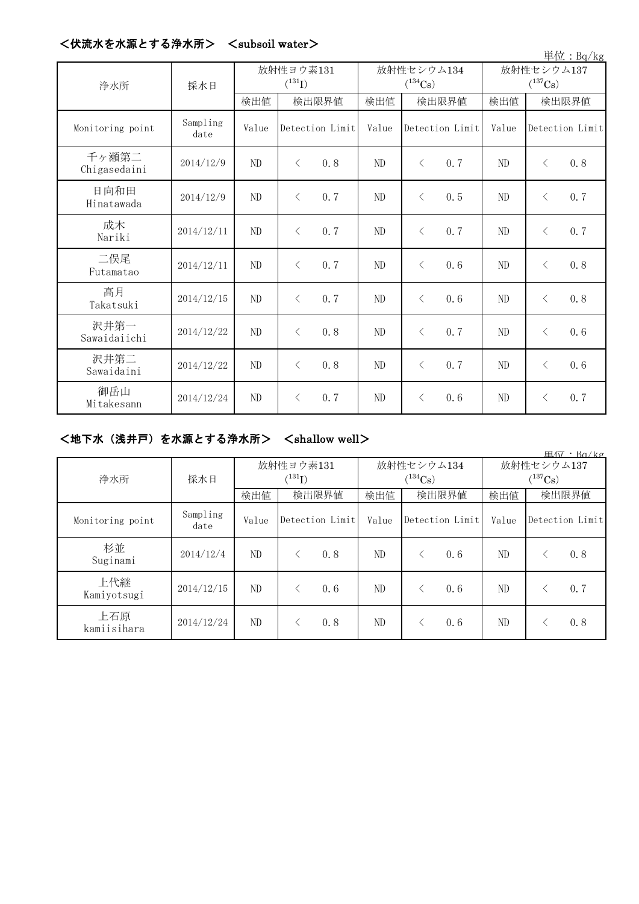## <伏流水を水源とする浄水所>　<subsoil water>

単位：Bq/kg

| 浄水所 | 採水日 | 放射性ヨウ素131 ($^{131}I$) | | 放射性セシウム134 ($^{134}Cs$) | | 放射性セシウム137 ($^{137}Cs$) | |
|---|---|---|---|---|---|---|---|
| | | 検出値 | 検出限界値 | 検出値 | 検出限界値 | 検出値 | 検出限界値 |
| Monitoring point | Sampling date | Value | Detection Limit | Value | Detection Limit | Value | Detection Limit |
| 千ヶ瀬第二 Chigasedaini | 2014/12/9 | ND | < 0.8 | ND | < 0.7 | ND | < 0.8 |
| 日向和田 Hinatawada | 2014/12/9 | ND | < 0.7 | ND | < 0.5 | ND | < 0.7 |
| 成木 Nariki | 2014/12/11 | ND | < 0.7 | ND | < 0.7 | ND | < 0.7 |
| 二俣尾 Futamatao | 2014/12/11 | ND | < 0.7 | ND | < 0.6 | ND | < 0.8 |
| 高月 Takatsuki | 2014/12/15 | ND | < 0.7 | ND | < 0.6 | ND | < 0.8 |
| 沢井第一 Sawaidaiichi | 2014/12/22 | ND | < 0.8 | ND | < 0.7 | ND | < 0.6 |
| 沢井第二 Sawaidaini | 2014/12/22 | ND | < 0.8 | ND | < 0.7 | ND | < 0.6 |
| 御岳山 Mitakesann | 2014/12/24 | ND | < 0.7 | ND | < 0.6 | ND | < 0.7 |

## <地下水（浅井戸）を水源とする浄水所>　<shallow well>

単位：Bq/kg

| 浄水所 | 採水日 | 放射性ヨウ素131 ($^{131}I$) | | 放射性セシウム134 ($^{134}Cs$) | | 放射性セシウム137 ($^{137}Cs$) | |
|---|---|---|---|---|---|---|---|
| | | 検出値 | 検出限界値 | 検出値 | 検出限界値 | 検出値 | 検出限界値 |
| Monitoring point | Sampling date | Value | Detection Limit | Value | Detection Limit | Value | Detection Limit |
| 杉並 Suginami | 2014/12/4 | ND | < 0.8 | ND | < 0.6 | ND | < 0.8 |
| 上代継 Kamiyotsugi | 2014/12/15 | ND | < 0.6 | ND | < 0.6 | ND | < 0.7 |
| 上石原 kamiisihara | 2014/12/24 | ND | < 0.8 | ND | < 0.6 | ND | < 0.8 |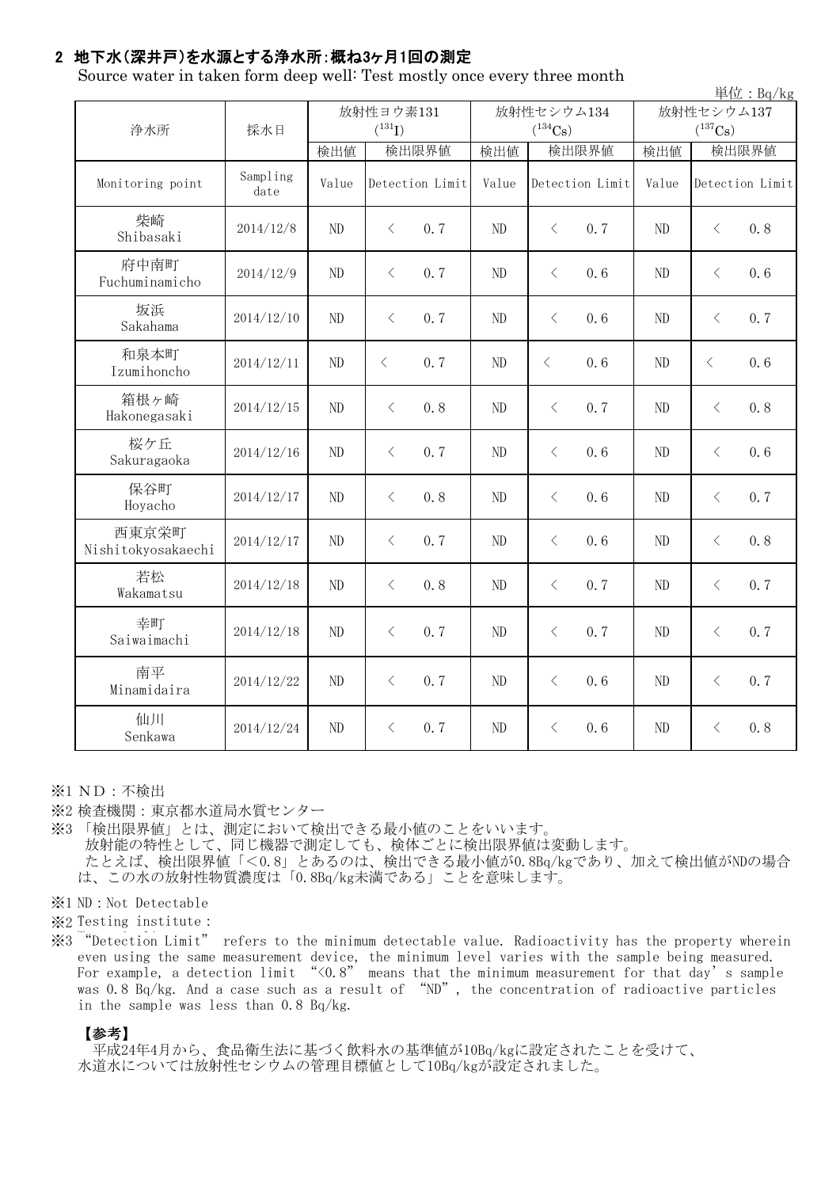## 2 地下水(深井戸)を水源とする浄水所:概ね3ヶ月1回の測定

Source water in taken form deep well: Test mostly once every three month

単位:Bq/kg

| 浄水所 | 採水日 | 放射性ヨウ素131 ($^{131}I$) | | | 放射性セシウム134 ($^{134}Cs$) | | | 放射性セシウム137 ($^{137}Cs$) | | |
|---|---|---|---|---|---|---|---|---|---|---|
| | | 検出値 | 検出限界値 | | 検出値 | 検出限界値 | | 検出値 | 検出限界値 | |
| Monitoring point | Sampling date | Value | Detection Limit | | Value | Detection Limit | | Value | Detection Limit | |
| 柴崎 Shibasaki | 2014/12/8 | ND | < | 0.7 | ND | < | 0.7 | ND | < | 0.8 |
| 府中南町 Fuchuminamicho | 2014/12/9 | ND | < | 0.7 | ND | < | 0.6 | ND | < | 0.6 |
| 坂浜 Sakahama | 2014/12/10 | ND | < | 0.7 | ND | < | 0.6 | ND | < | 0.7 |
| 和泉本町 Izumihoncho | 2014/12/11 | ND | < | 0.7 | ND | < | 0.6 | ND | < | 0.6 |
| 箱根ヶ崎 Hakonegasaki | 2014/12/15 | ND | < | 0.8 | ND | < | 0.7 | ND | < | 0.8 |
| 桜ケ丘 Sakuragaoka | 2014/12/16 | ND | < | 0.7 | ND | < | 0.6 | ND | < | 0.6 |
| 保谷町 Hoyacho | 2014/12/17 | ND | < | 0.8 | ND | < | 0.6 | ND | < | 0.7 |
| 西東京栄町 Nishitokyosakaechi | 2014/12/17 | ND | < | 0.7 | ND | < | 0.6 | ND | < | 0.8 |
| 若松 Wakamatsu | 2014/12/18 | ND | < | 0.8 | ND | < | 0.7 | ND | < | 0.7 |
| 幸町 Saiwaimachi | 2014/12/18 | ND | < | 0.7 | ND | < | 0.7 | ND | < | 0.7 |
| 南平 Minamidaira | 2014/12/22 | ND | < | 0.7 | ND | < | 0.6 | ND | < | 0.7 |
| 仙川 Senkawa | 2014/12/24 | ND | < | 0.7 | ND | < | 0.6 | ND | < | 0.8 |

※1 ND:不検出

※2 検査機関:東京都水道局水質センター

※3 「検出限界値」とは、測定において検出できる最小値のことをいいます。
放射能の特性として、同じ機器で測定しても、検体ごとに検出限界値は変動します。
たとえば、検出限界値「<0.8」とあるのは、検出できる最小値が0.8Bq/kgであり、加えて検出値がNDの場合は、この水の放射性物質濃度は「0.8Bq/kg未満である」ことを意味します。

※1 ND : Not Detectable

※2 Testing institute :

※3 "Detection Limit" refers to the minimum detectable value. Radioactivity has the property wherein even using the same measurement device, the minimum level varies with the sample being measured. For example, a detection limit "<0.8" means that the minimum measurement for that day's sample was 0.8 Bq/kg. And a case such as a result of "ND", the concentration of radioactive particles in the sample was less than 0.8 Bq/kg.

**【参考】**

平成24年4月から、食品衛生法に基づく飲料水の基準値が10Bq/kgに設定されたことを受けて、水道水については放射性セシウムの管理目標値として10Bq/kgが設定されました。